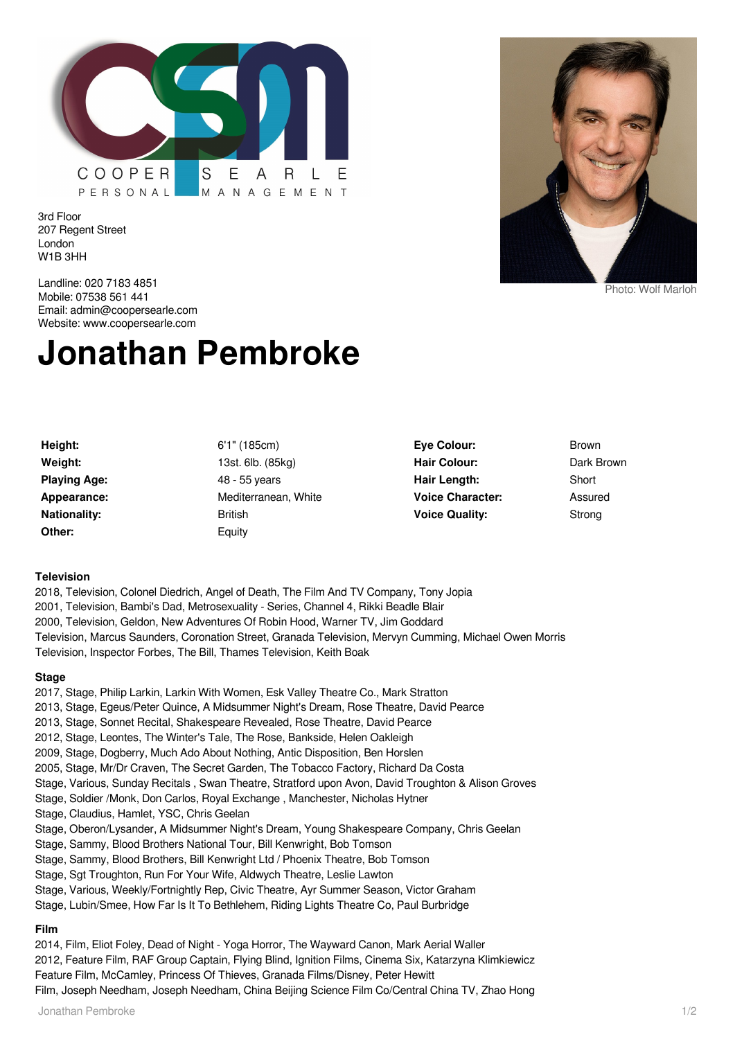COOPER SEARLE PERSONAL MANAGEMENT

3rd Floor
207 Regent Street
London
W1B 3HH

Landline: 020 7183 4851
Mobile: 07538 561 441
Email: admin@coopersearle.com
Website: www.coopersearle.com

Photo: Wolf Marloh

# Jonathan Pembroke

| | | | |
|---|---|---|---|
| **Height:** | 6'1" (185cm) | **Eye Colour:** | Brown |
| **Weight:** | 13st. 6lb. (85kg) | **Hair Colour:** | Dark Brown |
| **Playing Age:** | 48 - 55 years | **Hair Length:** | Short |
| **Appearance:** | Mediterranean, White | **Voice Character:** | Assured |
| **Nationality:** | British | **Voice Quality:** | Strong |
| **Other:** | Equity | | |

### Television

2018, Television, Colonel Diedrich, Angel of Death, The Film And TV Company, Tony Jopia
2001, Television, Bambi's Dad, Metrosexuality - Series, Channel 4, Rikki Beadle Blair
2000, Television, Geldon, New Adventures Of Robin Hood, Warner TV, Jim Goddard
Television, Marcus Saunders, Coronation Street, Granada Television, Mervyn Cumming, Michael Owen Morris
Television, Inspector Forbes, The Bill, Thames Television, Keith Boak

### Stage

2017, Stage, Philip Larkin, Larkin With Women, Esk Valley Theatre Co., Mark Stratton
2013, Stage, Egeus/Peter Quince, A Midsummer Night's Dream, Rose Theatre, David Pearce
2013, Stage, Sonnet Recital, Shakespeare Revealed, Rose Theatre, David Pearce
2012, Stage, Leontes, The Winter's Tale, The Rose, Bankside, Helen Oakleigh
2009, Stage, Dogberry, Much Ado About Nothing, Antic Disposition, Ben Horslen
2005, Stage, Mr/Dr Craven, The Secret Garden, The Tobacco Factory, Richard Da Costa
Stage, Various, Sunday Recitals , Swan Theatre, Stratford upon Avon, David Troughton & Alison Groves
Stage, Soldier /Monk, Don Carlos, Royal Exchange , Manchester, Nicholas Hytner
Stage, Claudius, Hamlet, YSC, Chris Geelan
Stage, Oberon/Lysander, A Midsummer Night's Dream, Young Shakespeare Company, Chris Geelan
Stage, Sammy, Blood Brothers National Tour, Bill Kenwright, Bob Tomson
Stage, Sammy, Blood Brothers, Bill Kenwright Ltd / Phoenix Theatre, Bob Tomson
Stage, Sgt Troughton, Run For Your Wife, Aldwych Theatre, Leslie Lawton
Stage, Various, Weekly/Fortnightly Rep, Civic Theatre, Ayr Summer Season, Victor Graham
Stage, Lubin/Smee, How Far Is It To Bethlehem, Riding Lights Theatre Co, Paul Burbridge

### Film

2014, Film, Eliot Foley, Dead of Night - Yoga Horror, The Wayward Canon, Mark Aerial Waller
2012, Feature Film, RAF Group Captain, Flying Blind, Ignition Films, Cinema Six, Katarzyna Klimkiewicz
Feature Film, McCamley, Princess Of Thieves, Granada Films/Disney, Peter Hewitt
Film, Joseph Needham, Joseph Needham, China Beijing Science Film Co/Central China TV, Zhao Hong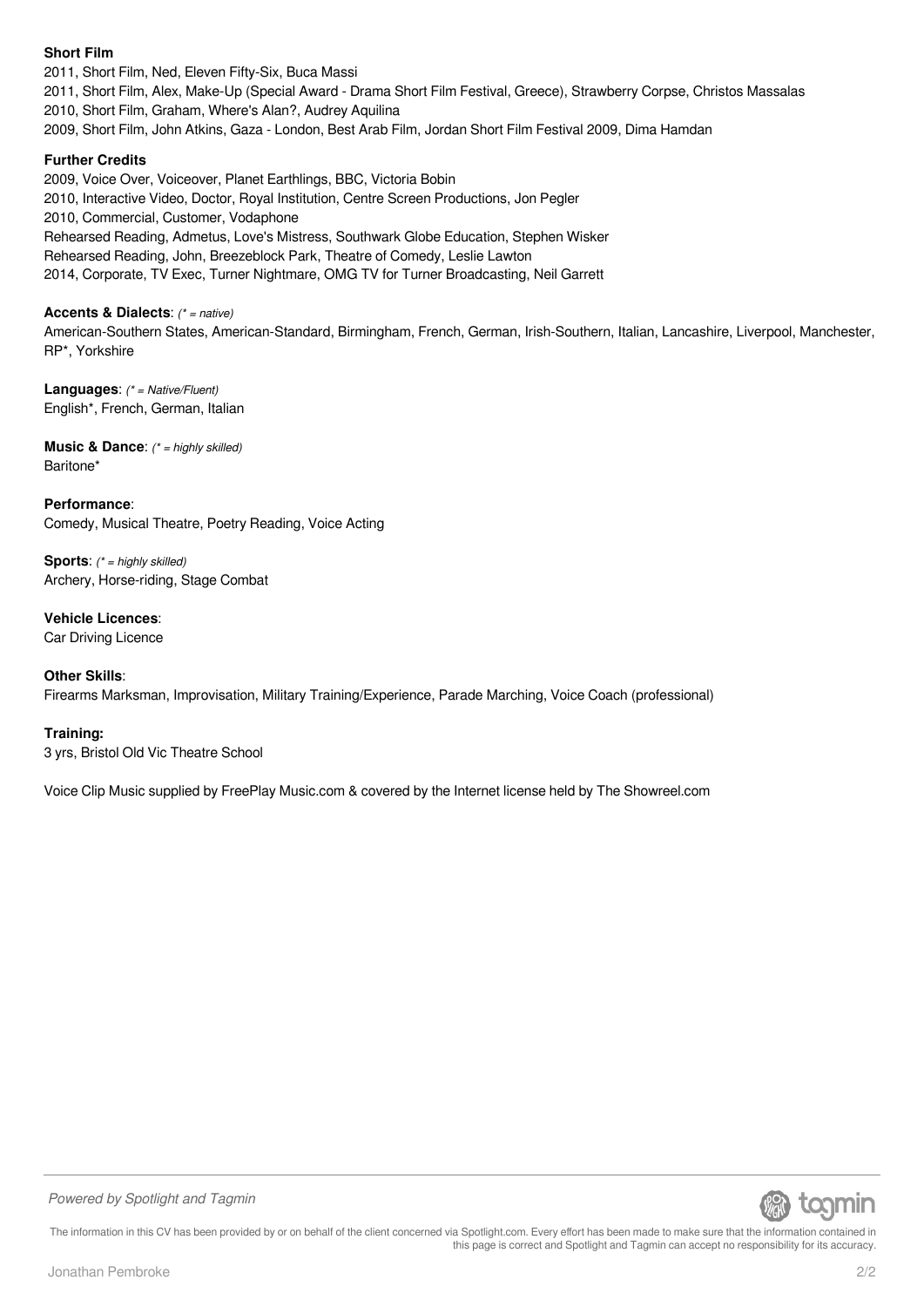**Short Film**

2011, Short Film, Ned, Eleven Fifty-Six, Buca Massi
2011, Short Film, Alex, Make-Up (Special Award - Drama Short Film Festival, Greece), Strawberry Corpse, Christos Massalas
2010, Short Film, Graham, Where's Alan?, Audrey Aquilina
2009, Short Film, John Atkins, Gaza - London, Best Arab Film, Jordan Short Film Festival 2009, Dima Hamdan

**Further Credits**

2009, Voice Over, Voiceover, Planet Earthlings, BBC, Victoria Bobin
2010, Interactive Video, Doctor, Royal Institution, Centre Screen Productions, Jon Pegler
2010, Commercial, Customer, Vodaphone
Rehearsed Reading, Admetus, Love's Mistress, Southwark Globe Education, Stephen Wisker
Rehearsed Reading, John, Breezeblock Park, Theatre of Comedy, Leslie Lawton
2014, Corporate, TV Exec, Turner Nightmare, OMG TV for Turner Broadcasting, Neil Garrett

**Accents & Dialects**: *(* = native)*
American-Southern States, American-Standard, Birmingham, French, German, Irish-Southern, Italian, Lancashire, Liverpool, Manchester, RP*, Yorkshire

**Languages**: *(* = Native/Fluent)*
English*, French, German, Italian

**Music & Dance**: *(* = highly skilled)*
Baritone*

**Performance**:
Comedy, Musical Theatre, Poetry Reading, Voice Acting

**Sports**: *(* = highly skilled)*
Archery, Horse-riding, Stage Combat

**Vehicle Licences**:
Car Driving Licence

**Other Skills**:
Firearms Marksman, Improvisation, Military Training/Experience, Parade Marching, Voice Coach (professional)

**Training:**
3 yrs, Bristol Old Vic Theatre School

Voice Clip Music supplied by FreePlay Music.com & covered by the Internet license held by The Showreel.com

*Powered by Spotlight and Tagmin*

The information in this CV has been provided by or on behalf of the client concerned via Spotlight.com. Every effort has been made to make sure that the information contained in this page is correct and Spotlight and Tagmin can accept no responsibility for its accuracy.